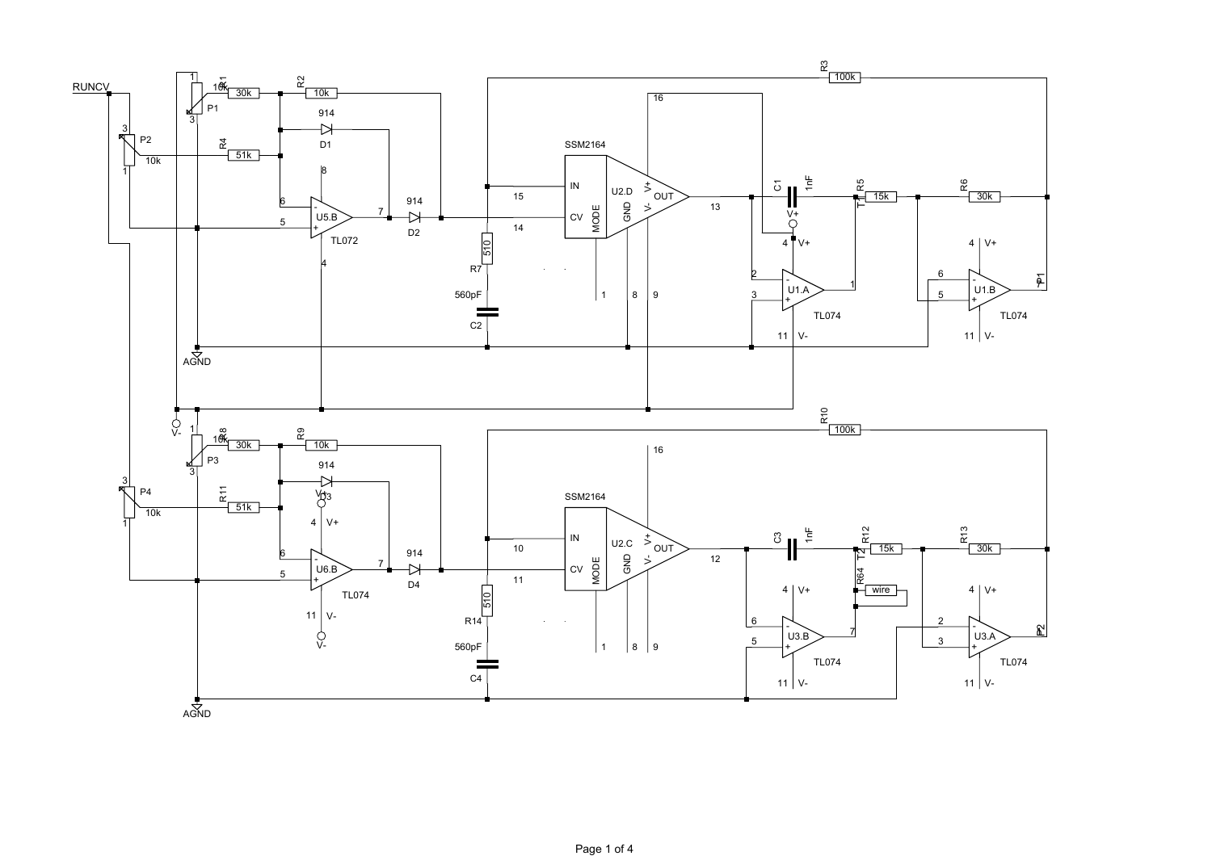RUNCV

P1 10k, P2 10k, P3 10k, P4 10k

R1 30k, R2 10k, R3 100k, R4 51k, R5 15k, R6 30k, R7 510

R8 30k, R9 10k, R10 100k, R11 51k, R12 15k, R13 30k, R14 510, R64 wire

C1 1nF, C2 560pF, C3 1nF, C4 560pF

D1 914, D2 914, D3 914, D4 914

U5.B TL072

U6.B TL074

U2.D SSM2164 (IN 15, CV 14, OUT 13, MODE, GND, V+, V-, 1, 8, 9, 16)

U2.C SSM2164 (IN 10, CV 11, OUT 12, MODE, GND, V+, V-, 1, 8, 9, 16)

U1.A TL074

U1.B TL074

U3.B TL074

U3.A TL074

T1, T2, P1, P2

V+, V-, AGND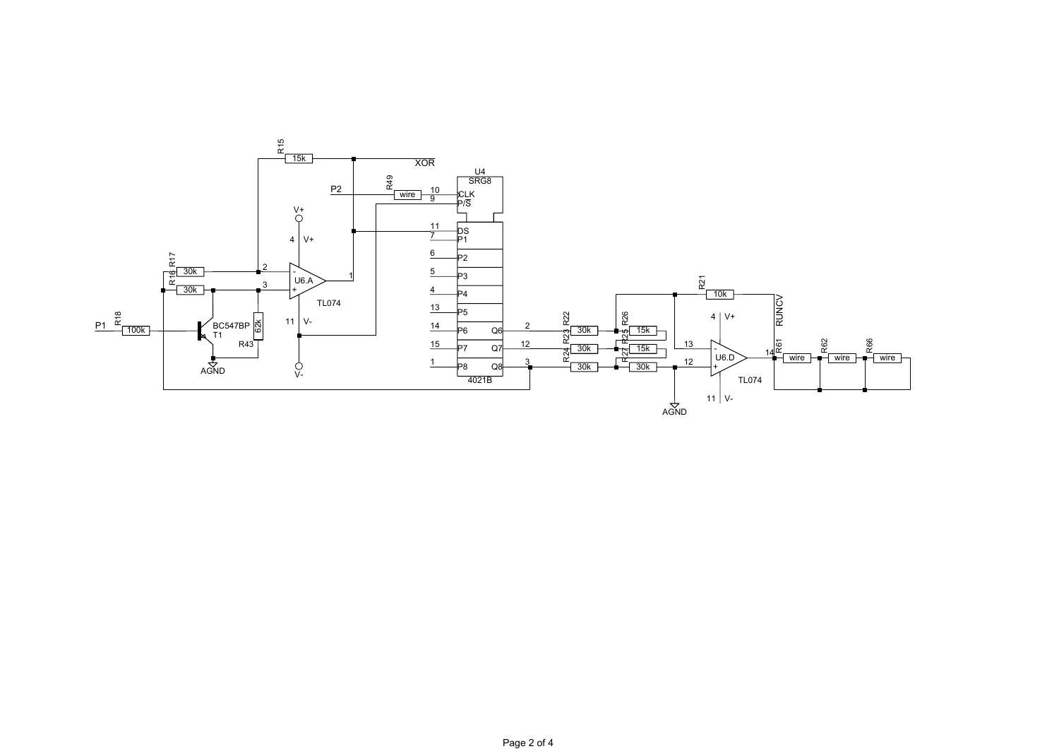R15 15k XOR

U4 SRG8

P2 R49 wire 10 CLK 9 P/S

V+ 4 V+

11 DS 7 P1 6 P2 5 P3 4 P4 13 P5 14 P6 Q6 15 P7 Q7 1 P8 Q8 4021B

R17 30k 2 - U6.A 1

R16 30k 3 + TL074

P1 R18 100k BC547BP T1 62k R43 AGND

11 V- V-

R21 10k RUNCV

2 R22 30k R26 15k 4 V+

12 R23 30k R25 15k 13 - U6.D 14 R61 wire R62 wire R66 wire

3 R24 30k R27 30k 12 + TL074

AGND 11 V-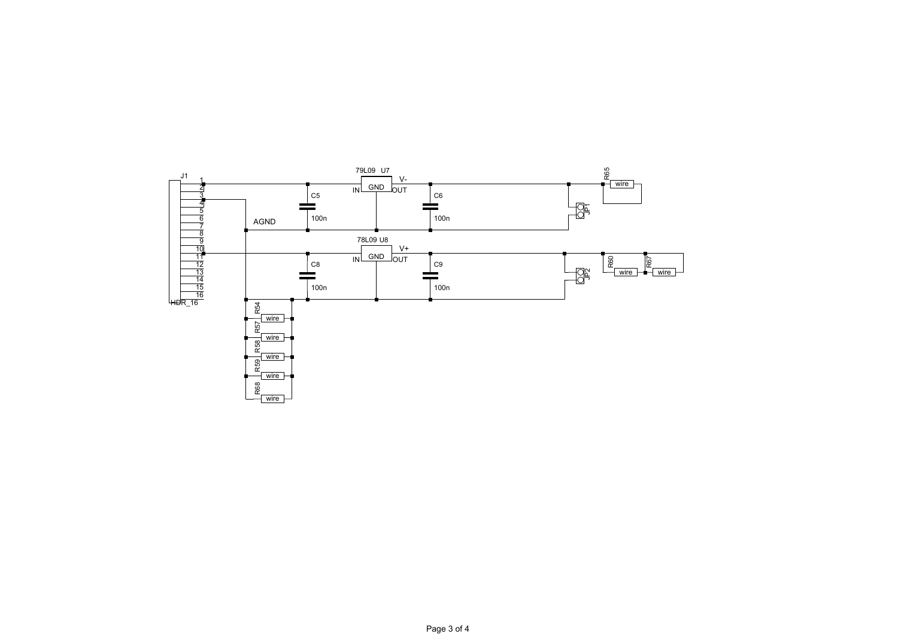J1

1
2
3
4
5
6
7
8
9
10
11
12
13
14
15
16

HDR_16

AGND

C5

100n

79L09 U7

IN GND OUT

V-

C6

100n

R65

wire

JP1

78L09 U8

IN GND OUT

V+

C8

100n

C9

100n

JP2

R60

wire

R67

wire

R54

wire

R57

wire

R58

wire

R59

wire

R68

wire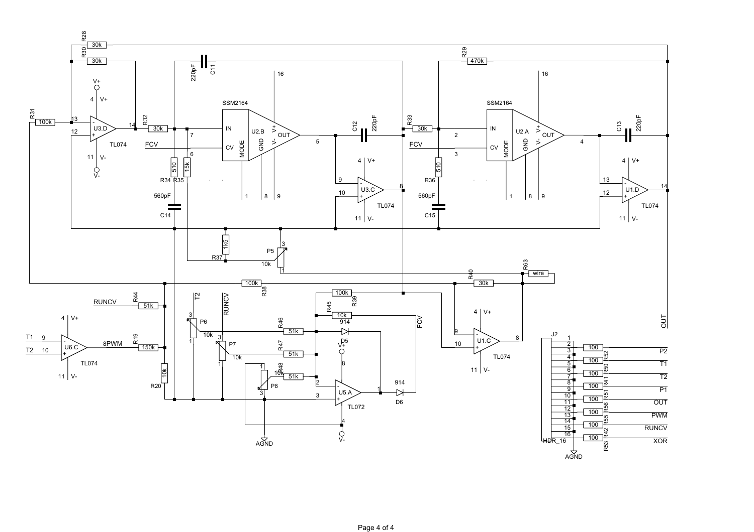R28 30k
R30 30k
R29 470k
C11 220pF
SSM2164 U2.B
SSM2164 U2.A
IN CV MODE GND V+ V- OUT
16
R31 100k
U3.D TL074
V+ V-
R32 30k
R33 30k
FCV
R34 510
R35 15k
R36 510
C12 220pF
C13 220pF
U3.C TL074
U1.D TL074
C14 560pF
C15 560pF
R37 1k5
P5 10k
R63 wire
R38 100k
R40 30k
R39 100k
R45 10k
R44 51k
RUNCV
T1
T2
U6.C TL074
8PWM
R19 150k
R20 10k
P6 10k
P7 10k
P8 10k
R46 51k
R47 51k
R48 51k
D5 914
D6 914
U5.A TL072
U1.C TL074
FCV
OUT
AGND
J2 HDR_16
R52 100 P2
R50 100 T1
R41 100 T2
R51 100 P1
R56 100 OUT
R55 100 PWM
R42 100 RUNCV
R53 100 XOR